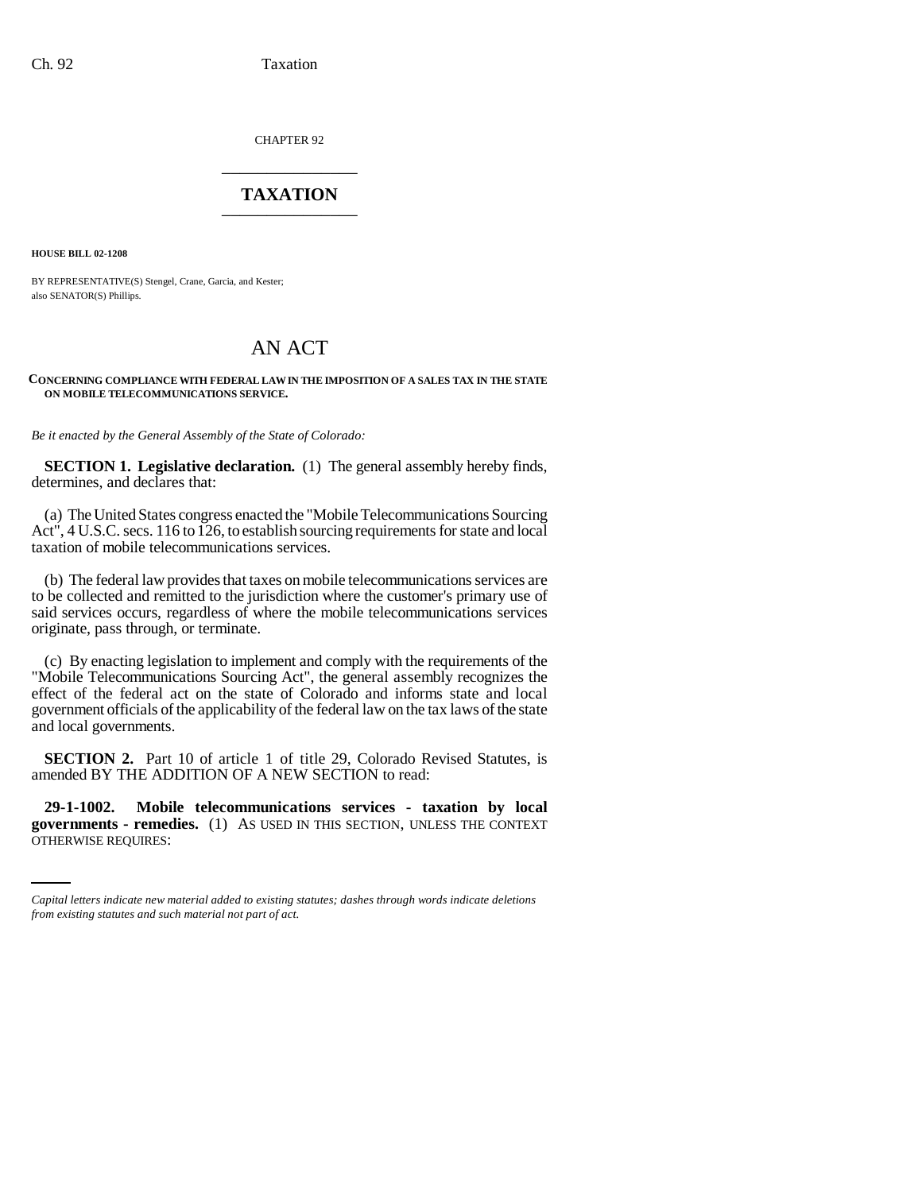CHAPTER 92

# TAXATION

**HOUSE BILL 02-1208**

BY REPRESENTATIVE(S) Stengel, Crane, Garcia, and Kester;
also SENATOR(S) Phillips.

# AN ACT

**CONCERNING COMPLIANCE WITH FEDERAL LAW IN THE IMPOSITION OF A SALES TAX IN THE STATE ON MOBILE TELECOMMUNICATIONS SERVICE.**

*Be it enacted by the General Assembly of the State of Colorado:*

**SECTION 1. Legislative declaration.** (1) The general assembly hereby finds, determines, and declares that:

(a) The United States congress enacted the "Mobile Telecommunications Sourcing Act", 4 U.S.C. secs. 116 to 126, to establish sourcing requirements for state and local taxation of mobile telecommunications services.

(b) The federal law provides that taxes on mobile telecommunications services are to be collected and remitted to the jurisdiction where the customer's primary use of said services occurs, regardless of where the mobile telecommunications services originate, pass through, or terminate.

(c) By enacting legislation to implement and comply with the requirements of the "Mobile Telecommunications Sourcing Act", the general assembly recognizes the effect of the federal act on the state of Colorado and informs state and local government officials of the applicability of the federal law on the tax laws of the state and local governments.

**SECTION 2.** Part 10 of article 1 of title 29, Colorado Revised Statutes, is amended BY THE ADDITION OF A NEW SECTION to read:

**29-1-1002. Mobile telecommunications services - taxation by local governments - remedies.** (1) AS USED IN THIS SECTION, UNLESS THE CONTEXT OTHERWISE REQUIRES:

*Capital letters indicate new material added to existing statutes; dashes through words indicate deletions from existing statutes and such material not part of act.*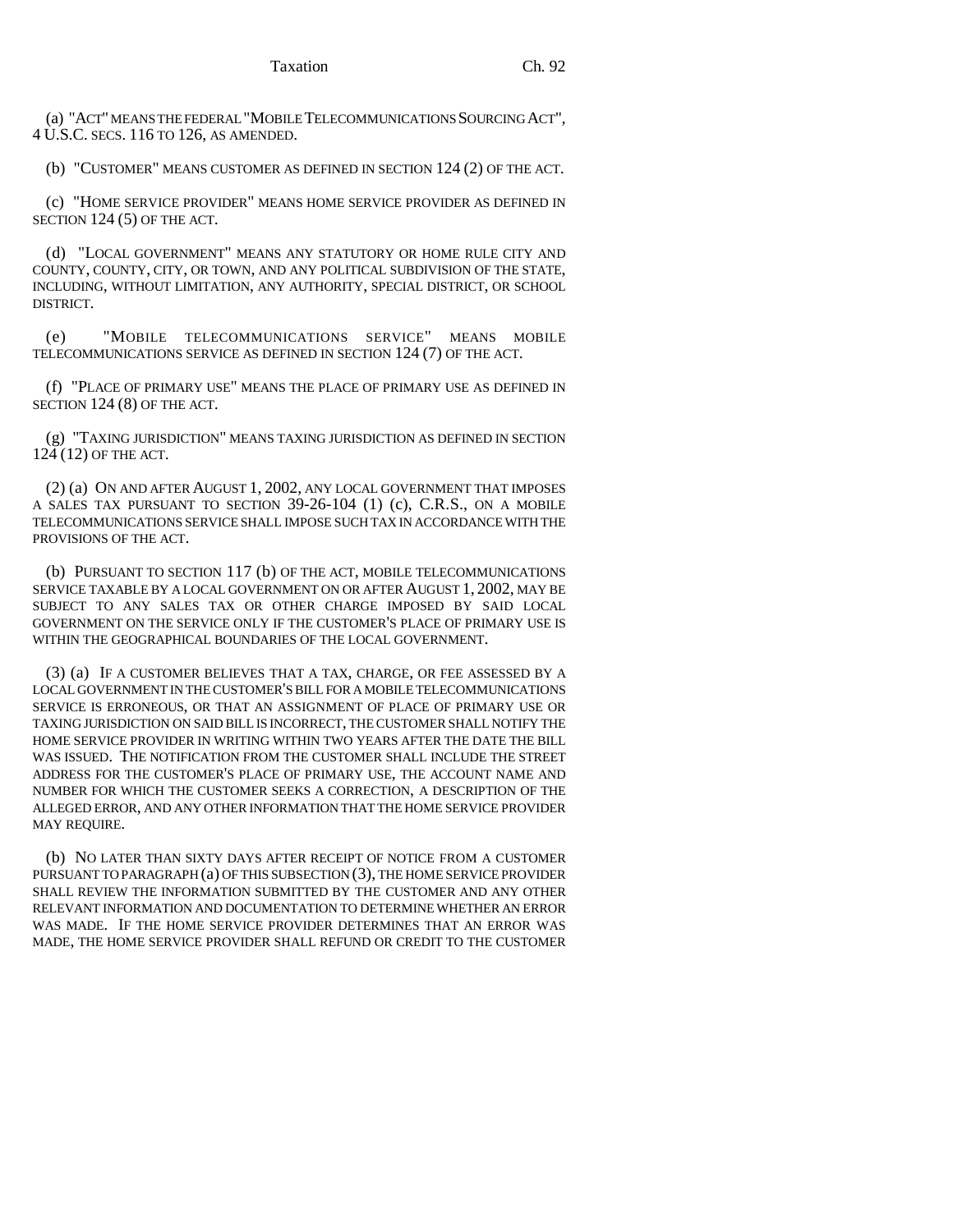(a) "ACT" MEANS THE FEDERAL "MOBILE TELECOMMUNICATIONS SOURCING ACT", 4 U.S.C. SECS. 116 TO 126, AS AMENDED.

(b) "CUSTOMER" MEANS CUSTOMER AS DEFINED IN SECTION 124 (2) OF THE ACT.

(c) "HOME SERVICE PROVIDER" MEANS HOME SERVICE PROVIDER AS DEFINED IN SECTION 124 (5) OF THE ACT.

(d) "LOCAL GOVERNMENT" MEANS ANY STATUTORY OR HOME RULE CITY AND COUNTY, COUNTY, CITY, OR TOWN, AND ANY POLITICAL SUBDIVISION OF THE STATE, INCLUDING, WITHOUT LIMITATION, ANY AUTHORITY, SPECIAL DISTRICT, OR SCHOOL DISTRICT.

(e) "MOBILE TELECOMMUNICATIONS SERVICE" MEANS MOBILE TELECOMMUNICATIONS SERVICE AS DEFINED IN SECTION 124 (7) OF THE ACT.

(f) "PLACE OF PRIMARY USE" MEANS THE PLACE OF PRIMARY USE AS DEFINED IN SECTION 124 (8) OF THE ACT.

(g) "TAXING JURISDICTION" MEANS TAXING JURISDICTION AS DEFINED IN SECTION 124 (12) OF THE ACT.

(2) (a) ON AND AFTER AUGUST 1, 2002, ANY LOCAL GOVERNMENT THAT IMPOSES A SALES TAX PURSUANT TO SECTION 39-26-104 (1) (c), C.R.S., ON A MOBILE TELECOMMUNICATIONS SERVICE SHALL IMPOSE SUCH TAX IN ACCORDANCE WITH THE PROVISIONS OF THE ACT.

(b) PURSUANT TO SECTION 117 (b) OF THE ACT, MOBILE TELECOMMUNICATIONS SERVICE TAXABLE BY A LOCAL GOVERNMENT ON OR AFTER AUGUST 1, 2002, MAY BE SUBJECT TO ANY SALES TAX OR OTHER CHARGE IMPOSED BY SAID LOCAL GOVERNMENT ON THE SERVICE ONLY IF THE CUSTOMER'S PLACE OF PRIMARY USE IS WITHIN THE GEOGRAPHICAL BOUNDARIES OF THE LOCAL GOVERNMENT.

(3) (a) IF A CUSTOMER BELIEVES THAT A TAX, CHARGE, OR FEE ASSESSED BY A LOCAL GOVERNMENT IN THE CUSTOMER'S BILL FOR A MOBILE TELECOMMUNICATIONS SERVICE IS ERRONEOUS, OR THAT AN ASSIGNMENT OF PLACE OF PRIMARY USE OR TAXING JURISDICTION ON SAID BILL IS INCORRECT, THE CUSTOMER SHALL NOTIFY THE HOME SERVICE PROVIDER IN WRITING WITHIN TWO YEARS AFTER THE DATE THE BILL WAS ISSUED. THE NOTIFICATION FROM THE CUSTOMER SHALL INCLUDE THE STREET ADDRESS FOR THE CUSTOMER'S PLACE OF PRIMARY USE, THE ACCOUNT NAME AND NUMBER FOR WHICH THE CUSTOMER SEEKS A CORRECTION, A DESCRIPTION OF THE ALLEGED ERROR, AND ANY OTHER INFORMATION THAT THE HOME SERVICE PROVIDER MAY REQUIRE.

(b) NO LATER THAN SIXTY DAYS AFTER RECEIPT OF NOTICE FROM A CUSTOMER PURSUANT TO PARAGRAPH (a) OF THIS SUBSECTION (3), THE HOME SERVICE PROVIDER SHALL REVIEW THE INFORMATION SUBMITTED BY THE CUSTOMER AND ANY OTHER RELEVANT INFORMATION AND DOCUMENTATION TO DETERMINE WHETHER AN ERROR WAS MADE. IF THE HOME SERVICE PROVIDER DETERMINES THAT AN ERROR WAS MADE, THE HOME SERVICE PROVIDER SHALL REFUND OR CREDIT TO THE CUSTOMER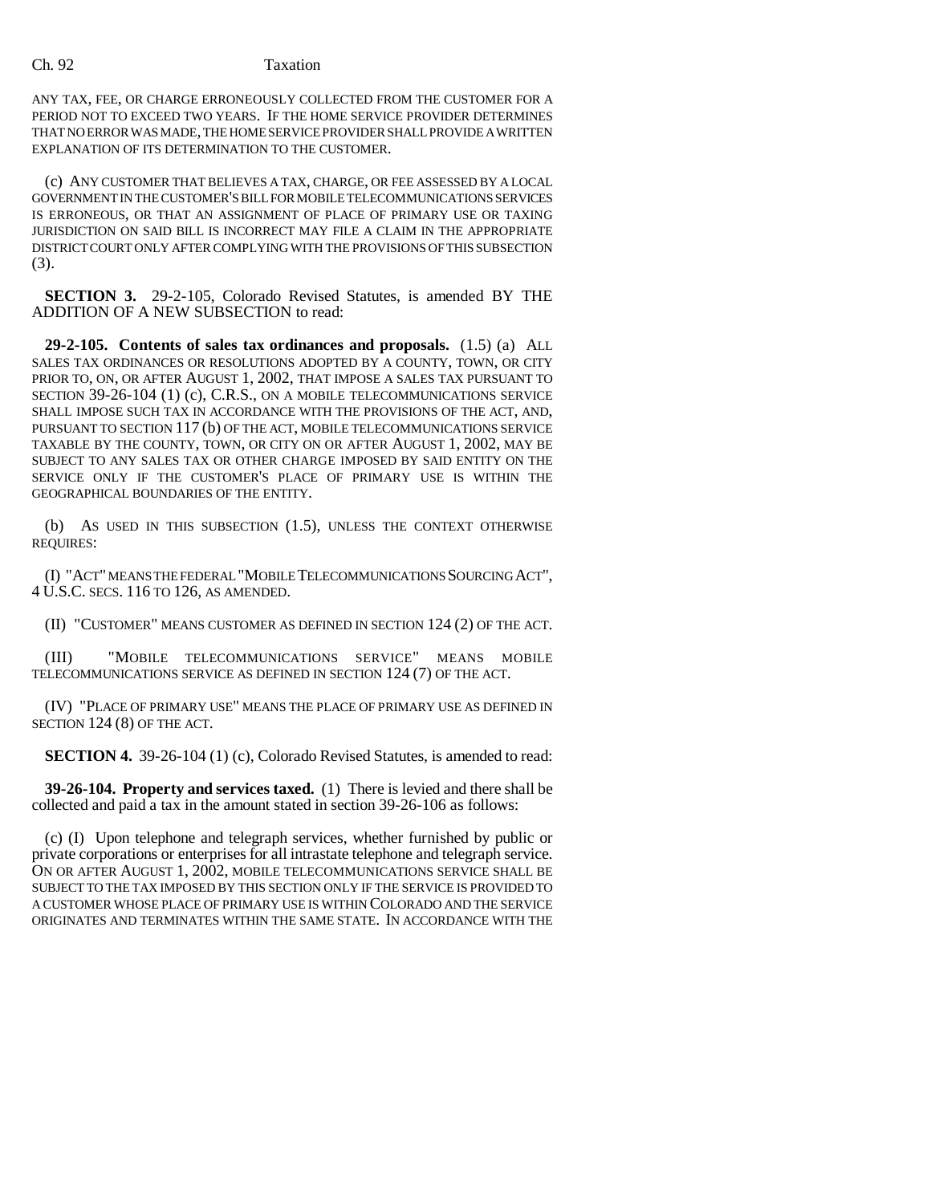ANY TAX, FEE, OR CHARGE ERRONEOUSLY COLLECTED FROM THE CUSTOMER FOR A PERIOD NOT TO EXCEED TWO YEARS. IF THE HOME SERVICE PROVIDER DETERMINES THAT NO ERROR WAS MADE, THE HOME SERVICE PROVIDER SHALL PROVIDE A WRITTEN EXPLANATION OF ITS DETERMINATION TO THE CUSTOMER.

(c) ANY CUSTOMER THAT BELIEVES A TAX, CHARGE, OR FEE ASSESSED BY A LOCAL GOVERNMENT IN THE CUSTOMER'S BILL FOR MOBILE TELECOMMUNICATIONS SERVICES IS ERRONEOUS, OR THAT AN ASSIGNMENT OF PLACE OF PRIMARY USE OR TAXING JURISDICTION ON SAID BILL IS INCORRECT MAY FILE A CLAIM IN THE APPROPRIATE DISTRICT COURT ONLY AFTER COMPLYING WITH THE PROVISIONS OF THIS SUBSECTION (3).

**SECTION 3.** 29-2-105, Colorado Revised Statutes, is amended BY THE ADDITION OF A NEW SUBSECTION to read:

**29-2-105. Contents of sales tax ordinances and proposals.** (1.5) (a) ALL SALES TAX ORDINANCES OR RESOLUTIONS ADOPTED BY A COUNTY, TOWN, OR CITY PRIOR TO, ON, OR AFTER AUGUST 1, 2002, THAT IMPOSE A SALES TAX PURSUANT TO SECTION 39-26-104 (1) (c), C.R.S., ON A MOBILE TELECOMMUNICATIONS SERVICE SHALL IMPOSE SUCH TAX IN ACCORDANCE WITH THE PROVISIONS OF THE ACT, AND, PURSUANT TO SECTION 117 (b) OF THE ACT, MOBILE TELECOMMUNICATIONS SERVICE TAXABLE BY THE COUNTY, TOWN, OR CITY ON OR AFTER AUGUST 1, 2002, MAY BE SUBJECT TO ANY SALES TAX OR OTHER CHARGE IMPOSED BY SAID ENTITY ON THE SERVICE ONLY IF THE CUSTOMER'S PLACE OF PRIMARY USE IS WITHIN THE GEOGRAPHICAL BOUNDARIES OF THE ENTITY.

(b) AS USED IN THIS SUBSECTION (1.5), UNLESS THE CONTEXT OTHERWISE REQUIRES:

(I) "ACT" MEANS THE FEDERAL "MOBILE TELECOMMUNICATIONS SOURCING ACT", 4 U.S.C. SECS. 116 TO 126, AS AMENDED.

(II) "CUSTOMER" MEANS CUSTOMER AS DEFINED IN SECTION 124 (2) OF THE ACT.

(III) "MOBILE TELECOMMUNICATIONS SERVICE" MEANS MOBILE TELECOMMUNICATIONS SERVICE AS DEFINED IN SECTION 124 (7) OF THE ACT.

(IV) "PLACE OF PRIMARY USE" MEANS THE PLACE OF PRIMARY USE AS DEFINED IN SECTION 124 (8) OF THE ACT.

**SECTION 4.** 39-26-104 (1) (c), Colorado Revised Statutes, is amended to read:

**39-26-104. Property and services taxed.** (1) There is levied and there shall be collected and paid a tax in the amount stated in section 39-26-106 as follows:

(c) (I) Upon telephone and telegraph services, whether furnished by public or private corporations or enterprises for all intrastate telephone and telegraph service. ON OR AFTER AUGUST 1, 2002, MOBILE TELECOMMUNICATIONS SERVICE SHALL BE SUBJECT TO THE TAX IMPOSED BY THIS SECTION ONLY IF THE SERVICE IS PROVIDED TO A CUSTOMER WHOSE PLACE OF PRIMARY USE IS WITHIN COLORADO AND THE SERVICE ORIGINATES AND TERMINATES WITHIN THE SAME STATE. IN ACCORDANCE WITH THE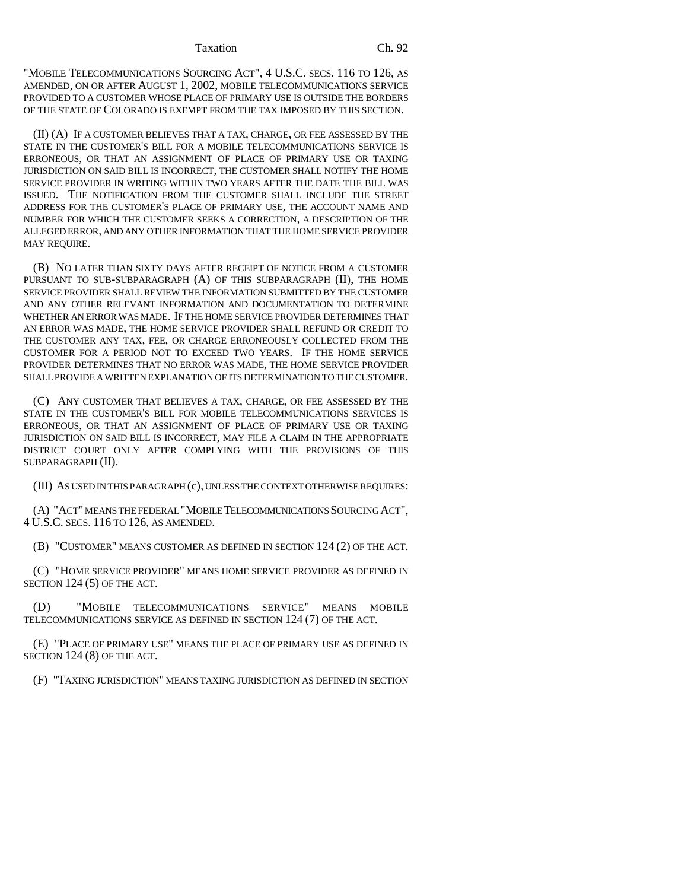"MOBILE TELECOMMUNICATIONS SOURCING ACT", 4 U.S.C. SECS. 116 TO 126, AS AMENDED, ON OR AFTER AUGUST 1, 2002, MOBILE TELECOMMUNICATIONS SERVICE PROVIDED TO A CUSTOMER WHOSE PLACE OF PRIMARY USE IS OUTSIDE THE BORDERS OF THE STATE OF COLORADO IS EXEMPT FROM THE TAX IMPOSED BY THIS SECTION.

(II) (A) IF A CUSTOMER BELIEVES THAT A TAX, CHARGE, OR FEE ASSESSED BY THE STATE IN THE CUSTOMER'S BILL FOR A MOBILE TELECOMMUNICATIONS SERVICE IS ERRONEOUS, OR THAT AN ASSIGNMENT OF PLACE OF PRIMARY USE OR TAXING JURISDICTION ON SAID BILL IS INCORRECT, THE CUSTOMER SHALL NOTIFY THE HOME SERVICE PROVIDER IN WRITING WITHIN TWO YEARS AFTER THE DATE THE BILL WAS ISSUED. THE NOTIFICATION FROM THE CUSTOMER SHALL INCLUDE THE STREET ADDRESS FOR THE CUSTOMER'S PLACE OF PRIMARY USE, THE ACCOUNT NAME AND NUMBER FOR WHICH THE CUSTOMER SEEKS A CORRECTION, A DESCRIPTION OF THE ALLEGED ERROR, AND ANY OTHER INFORMATION THAT THE HOME SERVICE PROVIDER MAY REQUIRE.

(B) NO LATER THAN SIXTY DAYS AFTER RECEIPT OF NOTICE FROM A CUSTOMER PURSUANT TO SUB-SUBPARAGRAPH (A) OF THIS SUBPARAGRAPH (II), THE HOME SERVICE PROVIDER SHALL REVIEW THE INFORMATION SUBMITTED BY THE CUSTOMER AND ANY OTHER RELEVANT INFORMATION AND DOCUMENTATION TO DETERMINE WHETHER AN ERROR WAS MADE. IF THE HOME SERVICE PROVIDER DETERMINES THAT AN ERROR WAS MADE, THE HOME SERVICE PROVIDER SHALL REFUND OR CREDIT TO THE CUSTOMER ANY TAX, FEE, OR CHARGE ERRONEOUSLY COLLECTED FROM THE CUSTOMER FOR A PERIOD NOT TO EXCEED TWO YEARS. IF THE HOME SERVICE PROVIDER DETERMINES THAT NO ERROR WAS MADE, THE HOME SERVICE PROVIDER SHALL PROVIDE A WRITTEN EXPLANATION OF ITS DETERMINATION TO THE CUSTOMER.

(C) ANY CUSTOMER THAT BELIEVES A TAX, CHARGE, OR FEE ASSESSED BY THE STATE IN THE CUSTOMER'S BILL FOR MOBILE TELECOMMUNICATIONS SERVICES IS ERRONEOUS, OR THAT AN ASSIGNMENT OF PLACE OF PRIMARY USE OR TAXING JURISDICTION ON SAID BILL IS INCORRECT, MAY FILE A CLAIM IN THE APPROPRIATE DISTRICT COURT ONLY AFTER COMPLYING WITH THE PROVISIONS OF THIS SUBPARAGRAPH (II).

(III) AS USED IN THIS PARAGRAPH (c), UNLESS THE CONTEXT OTHERWISE REQUIRES:

(A) "ACT" MEANS THE FEDERAL "MOBILE TELECOMMUNICATIONS SOURCING ACT", 4 U.S.C. SECS. 116 TO 126, AS AMENDED.

(B) "CUSTOMER" MEANS CUSTOMER AS DEFINED IN SECTION 124 (2) OF THE ACT.

(C) "HOME SERVICE PROVIDER" MEANS HOME SERVICE PROVIDER AS DEFINED IN SECTION 124 (5) OF THE ACT.

(D) "MOBILE TELECOMMUNICATIONS SERVICE" MEANS MOBILE TELECOMMUNICATIONS SERVICE AS DEFINED IN SECTION 124 (7) OF THE ACT.

(E) "PLACE OF PRIMARY USE" MEANS THE PLACE OF PRIMARY USE AS DEFINED IN SECTION 124 (8) OF THE ACT.

(F) "TAXING JURISDICTION" MEANS TAXING JURISDICTION AS DEFINED IN SECTION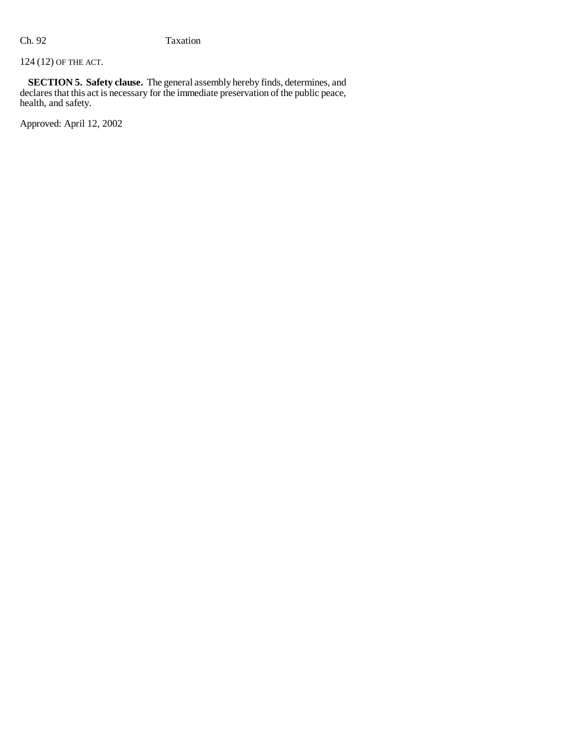124 (12) OF THE ACT.

**SECTION 5. Safety clause.** The general assembly hereby finds, determines, and declares that this act is necessary for the immediate preservation of the public peace, health, and safety.

Approved: April 12, 2002